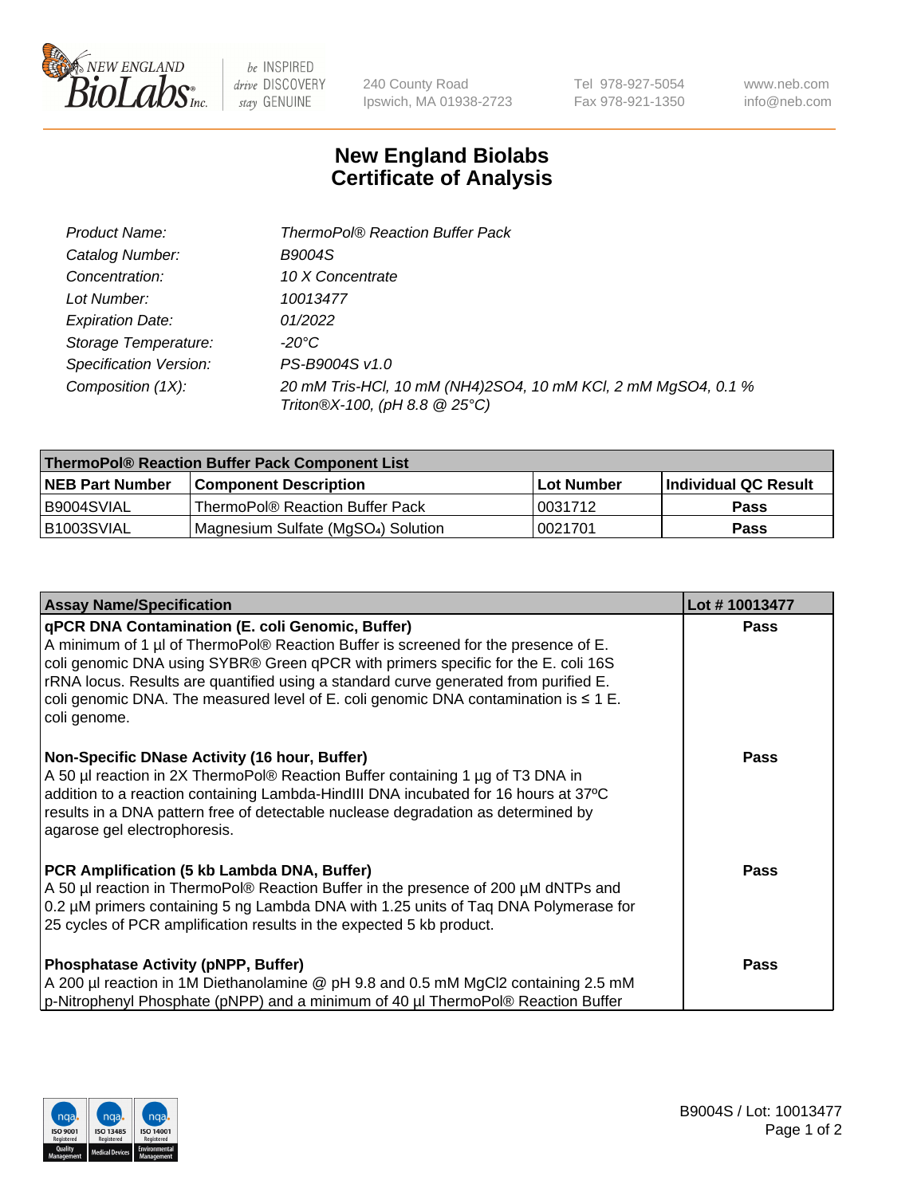# New England Biolabs Certificate of Analysis

| | |
|---|---|
| *Product Name:* | *ThermoPol® Reaction Buffer Pack* |
| *Catalog Number:* | *B9004S* |
| *Concentration:* | *10 X Concentrate* |
| *Lot Number:* | *10013477* |
| *Expiration Date:* | *01/2022* |
| *Storage Temperature:* | *-20°C* |
| *Specification Version:* | *PS-B9004S v1.0* |
| *Composition (1X):* | *20 mM Tris-HCl, 10 mM $(NH_4)_2SO_4$, 10 mM KCl, 2 mM $MgSO_4$, 0.1 % Triton®X-100, (pH 8.8 @ 25°C)* |

| **ThermoPol® Reaction Buffer Pack Component List** | | | |
|---|---|---|---|
| **NEB Part Number** | **Component Description** | **Lot Number** | **Individual QC Result** |
| B9004SVIAL | ThermoPol® Reaction Buffer Pack | 0031712 | **Pass** |
| B1003SVIAL | Magnesium Sulfate ($MgSO_4$) Solution | 0021701 | **Pass** |

| **Assay Name/Specification** | **Lot # 10013477** |
|---|---|
| **qPCR DNA Contamination (E. coli Genomic, Buffer)** A minimum of 1 µl of ThermoPol® Reaction Buffer is screened for the presence of E. coli genomic DNA using SYBR® Green qPCR with primers specific for the E. coli 16S rRNA locus. Results are quantified using a standard curve generated from purified E. coli genomic DNA. The measured level of E. coli genomic DNA contamination is ≤ 1 E. coli genome. | **Pass** |
| **Non-Specific DNase Activity (16 hour, Buffer)** A 50 µl reaction in 2X ThermoPol® Reaction Buffer containing 1 µg of T3 DNA in addition to a reaction containing Lambda-HindIII DNA incubated for 16 hours at 37ºC results in a DNA pattern free of detectable nuclease degradation as determined by agarose gel electrophoresis. | **Pass** |
| **PCR Amplification (5 kb Lambda DNA, Buffer)** A 50 µl reaction in ThermoPol® Reaction Buffer in the presence of 200 µM dNTPs and 0.2 µM primers containing 5 ng Lambda DNA with 1.25 units of Taq DNA Polymerase for 25 cycles of PCR amplification results in the expected 5 kb product. | **Pass** |
| **Phosphatase Activity (pNPP, Buffer)** A 200 µl reaction in 1M Diethanolamine @ pH 9.8 and 0.5 mM $MgCl_2$ containing 2.5 mM p-Nitrophenyl Phosphate (pNPP) and a minimum of 40 µl ThermoPol® Reaction Buffer | **Pass** |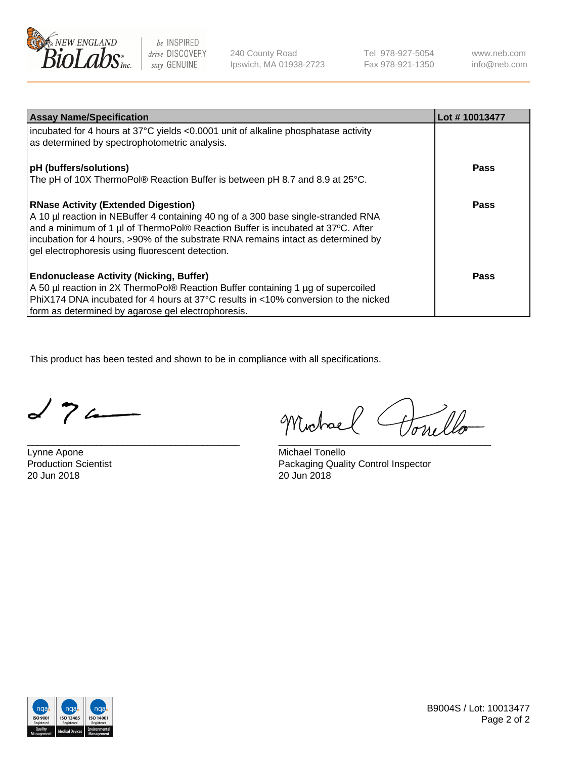| Assay Name/Specification | Lot # 10013477 |
|---|---|
| incubated for 4 hours at 37°C yields <0.0001 unit of alkaline phosphatase activity as determined by spectrophotometric analysis. | |
| **pH (buffers/solutions)**<br>The pH of 10X ThermoPol® Reaction Buffer is between pH 8.7 and 8.9 at 25°C. | **Pass** |
| **RNase Activity (Extended Digestion)**<br>A 10 µl reaction in NEBuffer 4 containing 40 ng of a 300 base single-stranded RNA and a minimum of 1 µl of ThermoPol® Reaction Buffer is incubated at 37ºC. After incubation for 4 hours, >90% of the substrate RNA remains intact as determined by gel electrophoresis using fluorescent detection. | **Pass** |
| **Endonuclease Activity (Nicking, Buffer)**<br>A 50 µl reaction in 2X ThermoPol® Reaction Buffer containing 1 µg of supercoiled PhiX174 DNA incubated for 4 hours at 37°C results in <10% conversion to the nicked form as determined by agarose gel electrophoresis. | **Pass** |

This product has been tested and shown to be in compliance with all specifications.

Lynne Apone
Production Scientist
20 Jun 2018

Michael Tonello
Packaging Quality Control Inspector
20 Jun 2018

B9004S / Lot: 10013477